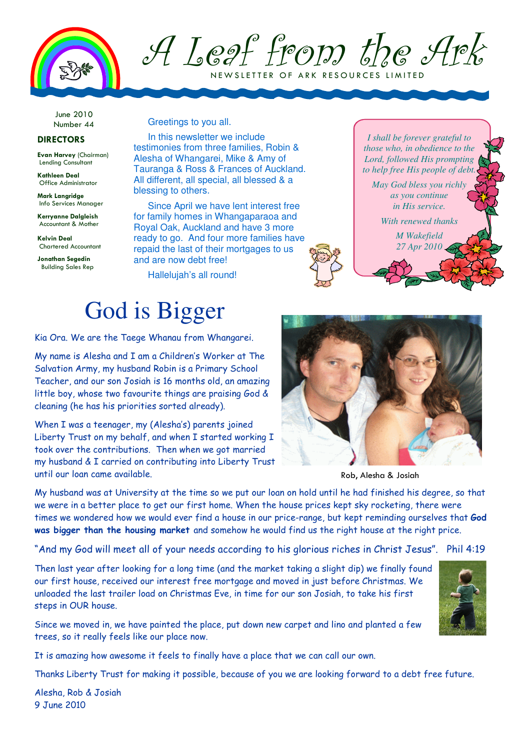# A Leaf from the Ark

NEWSLETTER OF ARK RESOURCES LIMITED

June 2010
Number 44

**DIRECTORS**

**Evan Harvey** (Chairman)
Lending Consultant

**Kathleen Deal**
Office Administrator

**Mark Langridge**
Info Services Manager

**Kerryanne Dalgleish**
Accountant & Mother

**Kelvin Deal**
Chartered Accountant

**Jonathan Segedin**
Building Sales Rep

Greetings to you all.

In this newsletter we include testimonies from three families, Robin & Alesha of Whangarei, Mike & Amy of Tauranga & Ross & Frances of Auckland. All different, all special, all blessed & a blessing to others.

Since April we have lent interest free for family homes in Whangaparaoa and Royal Oak, Auckland and have 3 more ready to go. And four more families have repaid the last of their mortgages to us and are now debt free!

Hallelujah's all round!

*I shall be forever grateful to those who, in obedience to the Lord, followed His prompting to help free His people of debt.*

*May God bless you richly as you continue in His service.*

*With renewed thanks*

*M Wakefield*
*27 Apr 2010*

# God is Bigger

Kia Ora. We are the Taege Whanau from Whangarei.

My name is Alesha and I am a Children's Worker at The Salvation Army, my husband Robin is a Primary School Teacher, and our son Josiah is 16 months old, an amazing little boy, whose two favourite things are praising God & cleaning (he has his priorities sorted already).

When I was a teenager, my (Alesha's) parents joined Liberty Trust on my behalf, and when I started working I took over the contributions. Then when we got married my husband & I carried on contributing into Liberty Trust until our loan came available.

Rob, Alesha & Josiah

My husband was at University at the time so we put our loan on hold until he had finished his degree, so that we were in a better place to get our first home. When the house prices kept sky rocketing, there were times we wondered how we would ever find a house in our price-range, but kept reminding ourselves that **God was bigger than the housing market** and somehow he would find us the right house at the right price.

"And my God will meet all of your needs according to his glorious riches in Christ Jesus". Phil 4:19

Then last year after looking for a long time (and the market taking a slight dip) we finally found our first house, received our interest free mortgage and moved in just before Christmas. We unloaded the last trailer load on Christmas Eve, in time for our son Josiah, to take his first steps in OUR house.

Since we moved in, we have painted the place, put down new carpet and lino and planted a few trees, so it really feels like our place now.

It is amazing how awesome it feels to finally have a place that we can call our own.

Thanks Liberty Trust for making it possible, because of you we are looking forward to a debt free future.

Alesha, Rob & Josiah
9 June 2010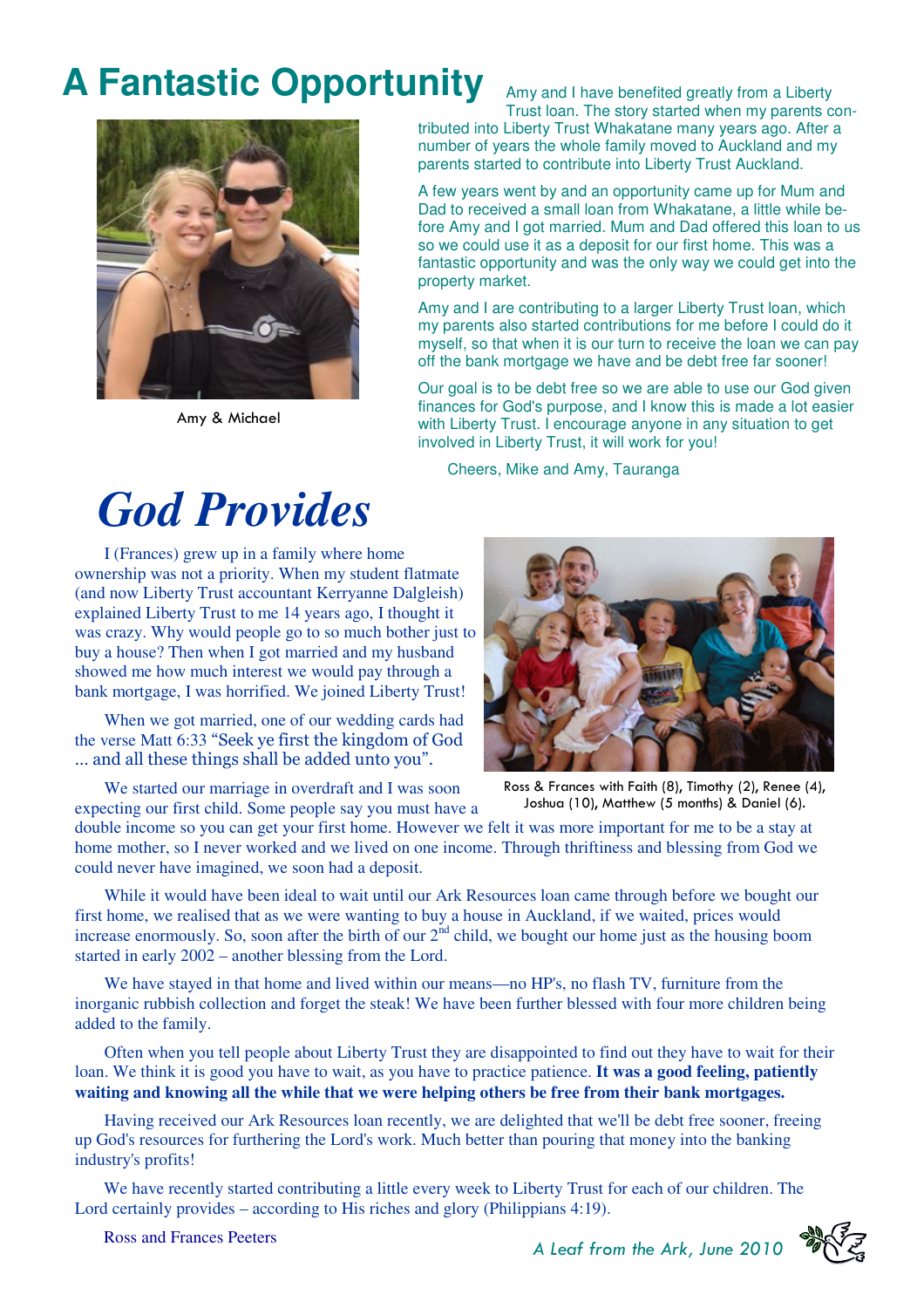# A Fantastic Opportunity

Amy & Michael

Amy and I have benefited greatly from a Liberty Trust loan. The story started when my parents contributed into Liberty Trust Whakatane many years ago. After a number of years the whole family moved to Auckland and my parents started to contribute into Liberty Trust Auckland.

A few years went by and an opportunity came up for Mum and Dad to received a small loan from Whakatane, a little while before Amy and I got married. Mum and Dad offered this loan to us so we could use it as a deposit for our first home. This was a fantastic opportunity and was the only way we could get into the property market.

Amy and I are contributing to a larger Liberty Trust loan, which my parents also started contributions for me before I could do it myself, so that when it is our turn to receive the loan we can pay off the bank mortgage we have and be debt free far sooner!

Our goal is to be debt free so we are able to use our God given finances for God's purpose, and I know this is made a lot easier with Liberty Trust. I encourage anyone in any situation to get involved in Liberty Trust, it will work for you!

Cheers, Mike and Amy, Tauranga

# *God Provides*

I (Frances) grew up in a family where home ownership was not a priority. When my student flatmate (and now Liberty Trust accountant Kerryanne Dalgleish) explained Liberty Trust to me 14 years ago, I thought it was crazy. Why would people go to so much bother just to buy a house? Then when I got married and my husband showed me how much interest we would pay through a bank mortgage, I was horrified. We joined Liberty Trust!

When we got married, one of our wedding cards had the verse Matt 6:33 "Seek ye first the kingdom of God ... and all these things shall be added unto you".

Ross & Frances with Faith (8), Timothy (2), Renee (4), Joshua (10), Matthew (5 months) & Daniel (6).

We started our marriage in overdraft and I was soon expecting our first child. Some people say you must have a double income so you can get your first home. However we felt it was more important for me to be a stay at home mother, so I never worked and we lived on one income. Through thriftiness and blessing from God we could never have imagined, we soon had a deposit.

While it would have been ideal to wait until our Ark Resources loan came through before we bought our first home, we realised that as we were wanting to buy a house in Auckland, if we waited, prices would increase enormously. So, soon after the birth of our 2nd child, we bought our home just as the housing boom started in early 2002 – another blessing from the Lord.

We have stayed in that home and lived within our means—no HP's, no flash TV, furniture from the inorganic rubbish collection and forget the steak! We have been further blessed with four more children being added to the family.

Often when you tell people about Liberty Trust they are disappointed to find out they have to wait for their loan. We think it is good you have to wait, as you have to practice patience. **It was a good feeling, patiently waiting and knowing all the while that we were helping others be free from their bank mortgages.**

Having received our Ark Resources loan recently, we are delighted that we'll be debt free sooner, freeing up God's resources for furthering the Lord's work. Much better than pouring that money into the banking industry's profits!

We have recently started contributing a little every week to Liberty Trust for each of our children. The Lord certainly provides – according to His riches and glory (Philippians 4:19).

Ross and Frances Peeters